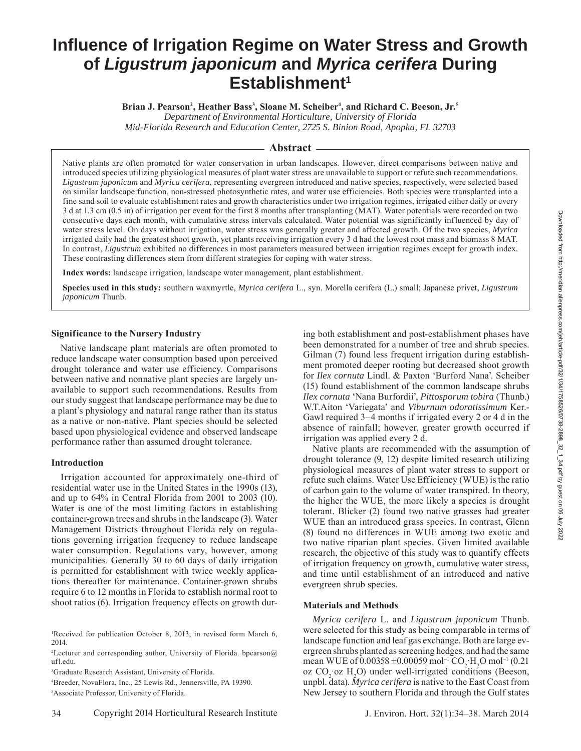# Influence of Irrigation Regime on Water Stress and Growth of *Ligustrum japonicum* and *Myrica cerifera* During Establishment[1]

**Brian J. Pearson[2], Heather Bass[3], Sloane M. Scheiber[4], and Richard C. Beeson, Jr.[5]**

*Department of Environmental Horticulture, University of Florida*
*Mid-Florida Research and Education Center, 2725 S. Binion Road, Apopka, FL 32703*

## Abstract

Native plants are often promoted for water conservation in urban landscapes. However, direct comparisons between native and introduced species utilizing physiological measures of plant water stress are unavailable to support or refute such recommendations. *Ligustrum japonicum* and *Myrica cerifera*, representing evergreen introduced and native species, respectively, were selected based on similar landscape function, non-stressed photosynthetic rates, and water use efficiencies. Both species were transplanted into a fine sand soil to evaluate establishment rates and growth characteristics under two irrigation regimes, irrigated either daily or every 3 d at 1.3 cm (0.5 in) of irrigation per event for the first 8 months after transplanting (MAT). Water potentials were recorded on two consecutive days each month, with cumulative stress intervals calculated. Water potential was significantly influenced by day of water stress level. On days without irrigation, water stress was generally greater and affected growth. Of the two species, *Myrica* irrigated daily had the greatest shoot growth, yet plants receiving irrigation every 3 d had the lowest root mass and biomass 8 MAT. In contrast, *Ligustrum* exhibited no differences in most parameters measured between irrigation regimes except for growth index. These contrasting differences stem from different strategies for coping with water stress.

**Index words:** landscape irrigation, landscape water management, plant establishment.

**Species used in this study:** southern waxmyrtle, *Myrica cerifera* L., syn. Morella cerifera (L.) small; Japanese privet, *Ligustrum japonicum* Thunb.

### Significance to the Nursery Industry

Native landscape plant materials are often promoted to reduce landscape water consumption based upon perceived drought tolerance and water use efficiency. Comparisons between native and nonnative plant species are largely unavailable to support such recommendations. Results from our study suggest that landscape performance may be due to a plant's physiology and natural range rather than its status as a native or non-native. Plant species should be selected based upon physiological evidence and observed landscape performance rather than assumed drought tolerance.

### Introduction

Irrigation accounted for approximately one-third of residential water use in the United States in the 1990s (13), and up to 64% in Central Florida from 2001 to 2003 (10). Water is one of the most limiting factors in establishing container-grown trees and shrubs in the landscape (3). Water Management Districts throughout Florida rely on regulations governing irrigation frequency to reduce landscape water consumption. Regulations vary, however, among municipalities. Generally 30 to 60 days of daily irrigation is permitted for establishment with twice weekly applications thereafter for maintenance. Container-grown shrubs require 6 to 12 months in Florida to establish normal root to shoot ratios (6). Irrigation frequency effects on growth during both establishment and post-establishment phases have been demonstrated for a number of tree and shrub species. Gilman (7) found less frequent irrigation during establishment promoted deeper rooting but decreased shoot growth for *Ilex cornuta* Lindl. & Paxton 'Burford Nana'. Scheiber (15) found establishment of the common landscape shrubs *Ilex cornuta* 'Nana Burfordii', *Pittosporum tobira* (Thunb.) W.T.Aiton 'Variegata' and *Viburnum odoratissimum* Ker.-Gawl required 3–4 months if irrigated every 2 or 4 d in the absence of rainfall; however, greater growth occurred if irrigation was applied every 2 d.

Native plants are recommended with the assumption of drought tolerance (9, 12) despite limited research utilizing physiological measures of plant water stress to support or refute such claims. Water Use Efficiency (WUE) is the ratio of carbon gain to the volume of water transpired. In theory, the higher the WUE, the more likely a species is drought tolerant. Blicker (2) found two native grasses had greater WUE than an introduced grass species. In contrast, Glenn (8) found no differences in WUE among two exotic and two native riparian plant species. Given limited available research, the objective of this study was to quantify effects of irrigation frequency on growth, cumulative water stress, and time until establishment of an introduced and native evergreen shrub species.

### Materials and Methods

*Myrica cerifera* L. and *Ligustrum japonicum* Thunb. were selected for this study as being comparable in terms of landscape function and leaf gas exchange. Both are large evergreen shrubs planted as screening hedges, and had the same mean WUE of 0.00358 ±0.00059 mol$^{-1}$ $CO_2 \cdot H_2O$ mol$^{-1}$ (0.21 oz $CO_2 \cdot$oz $H_2O$) under well-irrigated conditions (Beeson, unpbl. data). *Myrica cerifera* is native to the East Coast from New Jersey to southern Florida and through the Gulf states

---

[1]Received for publication October 8, 2013; in revised form March 6, 2014.

[2]Lecturer and corresponding author, University of Florida. bpearson@ufl.edu.

[3]Graduate Research Assistant, University of Florida.

[4]Breeder, NovaFlora, Inc., 25 Lewis Rd., Jennersville, PA 19390.

[5]Associate Professor, University of Florida.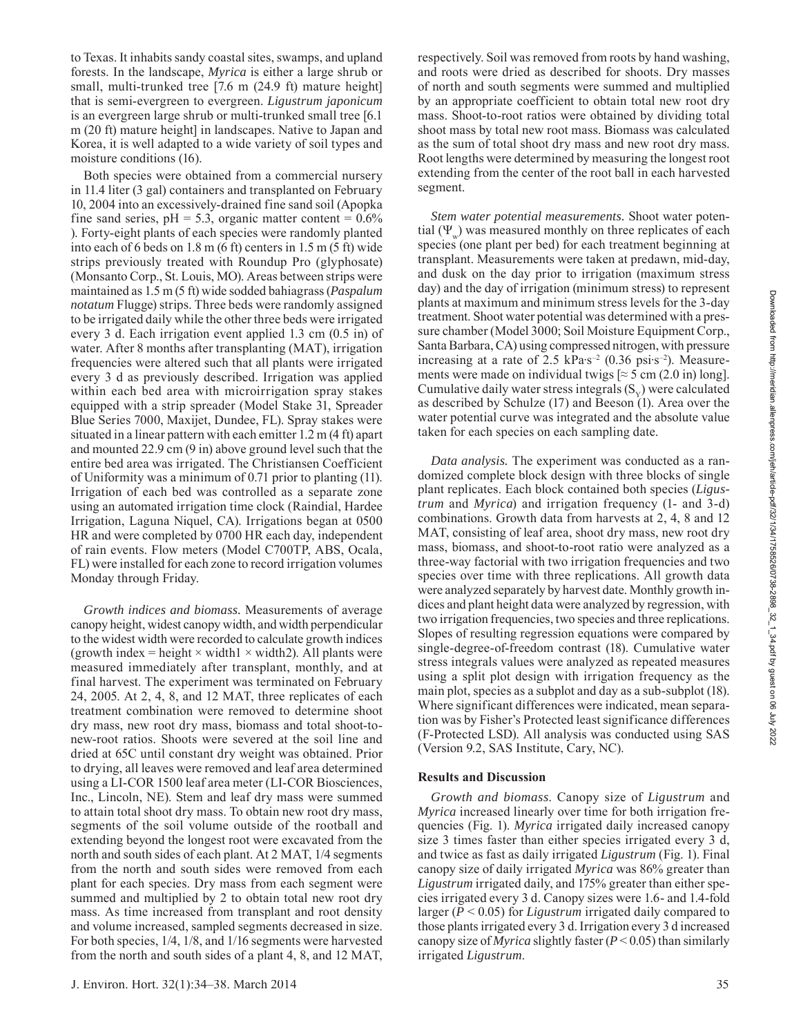to Texas. It inhabits sandy coastal sites, swamps, and upland forests. In the landscape, *Myrica* is either a large shrub or small, multi-trunked tree [7.6 m (24.9 ft) mature height] that is semi-evergreen to evergreen. *Ligustrum japonicum* is an evergreen large shrub or multi-trunked small tree [6.1 m (20 ft) mature height] in landscapes. Native to Japan and Korea, it is well adapted to a wide variety of soil types and moisture conditions (16).

Both species were obtained from a commercial nursery in 11.4 liter (3 gal) containers and transplanted on February 10, 2004 into an excessively-drained fine sand soil (Apopka fine sand series, pH = 5.3, organic matter content = 0.6% ). Forty-eight plants of each species were randomly planted into each of 6 beds on 1.8 m (6 ft) centers in 1.5 m (5 ft) wide strips previously treated with Roundup Pro (glyphosate) (Monsanto Corp., St. Louis, MO). Areas between strips were maintained as 1.5 m (5 ft) wide sodded bahiagrass (*Paspalum notatum* Flugge) strips. Three beds were randomly assigned to be irrigated daily while the other three beds were irrigated every 3 d. Each irrigation event applied 1.3 cm (0.5 in) of water. After 8 months after transplanting (MAT), irrigation frequencies were altered such that all plants were irrigated every 3 d as previously described. Irrigation was applied within each bed area with microirrigation spray stakes equipped with a strip spreader (Model Stake 31, Spreader Blue Series 7000, Maxijet, Dundee, FL). Spray stakes were situated in a linear pattern with each emitter 1.2 m (4 ft) apart and mounted 22.9 cm (9 in) above ground level such that the entire bed area was irrigated. The Christiansen Coefficient of Uniformity was a minimum of 0.71 prior to planting (11). Irrigation of each bed was controlled as a separate zone using an automated irrigation time clock (Raindial, Hardee Irrigation, Laguna Niquel, CA). Irrigations began at 0500 HR and were completed by 0700 HR each day, independent of rain events. Flow meters (Model C700TP, ABS, Ocala, FL) were installed for each zone to record irrigation volumes Monday through Friday.

*Growth indices and biomass.* Measurements of average canopy height, widest canopy width, and width perpendicular to the widest width were recorded to calculate growth indices (growth index = height × width1 × width2). All plants were measured immediately after transplant, monthly, and at final harvest. The experiment was terminated on February 24, 2005. At 2, 4, 8, and 12 MAT, three replicates of each treatment combination were removed to determine shoot dry mass, new root dry mass, biomass and total shoot-to-new-root ratios. Shoots were severed at the soil line and dried at 65C until constant dry weight was obtained. Prior to drying, all leaves were removed and leaf area determined using a LI-COR 1500 leaf area meter (LI-COR Biosciences, Inc., Lincoln, NE). Stem and leaf dry mass were summed to attain total shoot dry mass. To obtain new root dry mass, segments of the soil volume outside of the rootball and extending beyond the longest root were excavated from the north and south sides of each plant. At 2 MAT, 1/4 segments from the north and south sides were removed from each plant for each species. Dry mass from each segment were summed and multiplied by 2 to obtain total new root dry mass. As time increased from transplant and root density and volume increased, sampled segments decreased in size. For both species, 1/4, 1/8, and 1/16 segments were harvested from the north and south sides of a plant 4, 8, and 12 MAT, respectively. Soil was removed from roots by hand washing, and roots were dried as described for shoots. Dry masses of north and south segments were summed and multiplied by an appropriate coefficient to obtain total new root dry mass. Shoot-to-root ratios were obtained by dividing total shoot mass by total new root mass. Biomass was calculated as the sum of total shoot dry mass and new root dry mass. Root lengths were determined by measuring the longest root extending from the center of the root ball in each harvested segment.

*Stem water potential measurements.* Shoot water potential ($\Psi_w$) was measured monthly on three replicates of each species (one plant per bed) for each treatment beginning at transplant. Measurements were taken at predawn, mid-day, and dusk on the day prior to irrigation (maximum stress day) and the day of irrigation (minimum stress) to represent plants at maximum and minimum stress levels for the 3-day treatment. Shoot water potential was determined with a pressure chamber (Model 3000; Soil Moisture Equipment Corp., Santa Barbara, CA) using compressed nitrogen, with pressure increasing at a rate of 2.5 kPa·s$^{-2}$ (0.36 psi·s$^{-2}$). Measurements were made on individual twigs [≈ 5 cm (2.0 in) long]. Cumulative daily water stress integrals ($S_\Psi$) were calculated as described by Schulze (17) and Beeson (1). Area over the water potential curve was integrated and the absolute value taken for each species on each sampling date.

*Data analysis.* The experiment was conducted as a randomized complete block design with three blocks of single plant replicates. Each block contained both species (*Ligustrum* and *Myrica*) and irrigation frequency (1- and 3-d) combinations. Growth data from harvests at 2, 4, 8 and 12 MAT, consisting of leaf area, shoot dry mass, new root dry mass, biomass, and shoot-to-root ratio were analyzed as a three-way factorial with two irrigation frequencies and two species over time with three replications. All growth data were analyzed separately by harvest date. Monthly growth indices and plant height data were analyzed by regression, with two irrigation frequencies, two species and three replications. Slopes of resulting regression equations were compared by single-degree-of-freedom contrast (18). Cumulative water stress integrals values were analyzed as repeated measures using a split plot design with irrigation frequency as the main plot, species as a subplot and day as a sub-subplot (18). Where significant differences were indicated, mean separation was by Fisher's Protected least significance differences (F-Protected LSD). All analysis was conducted using SAS (Version 9.2, SAS Institute, Cary, NC).

## Results and Discussion

*Growth and biomass.* Canopy size of *Ligustrum* and *Myrica* increased linearly over time for both irrigation frequencies (Fig. 1). *Myrica* irrigated daily increased canopy size 3 times faster than either species irrigated every 3 d, and twice as fast as daily irrigated *Ligustrum* (Fig. 1). Final canopy size of daily irrigated *Myrica* was 86% greater than *Ligustrum* irrigated daily, and 175% greater than either species irrigated every 3 d. Canopy sizes were 1.6- and 1.4-fold larger ($P < 0.05$) for *Ligustrum* irrigated daily compared to those plants irrigated every 3 d. Irrigation every 3 d increased canopy size of *Myrica* slightly faster ($P < 0.05$) than similarly irrigated *Ligustrum*.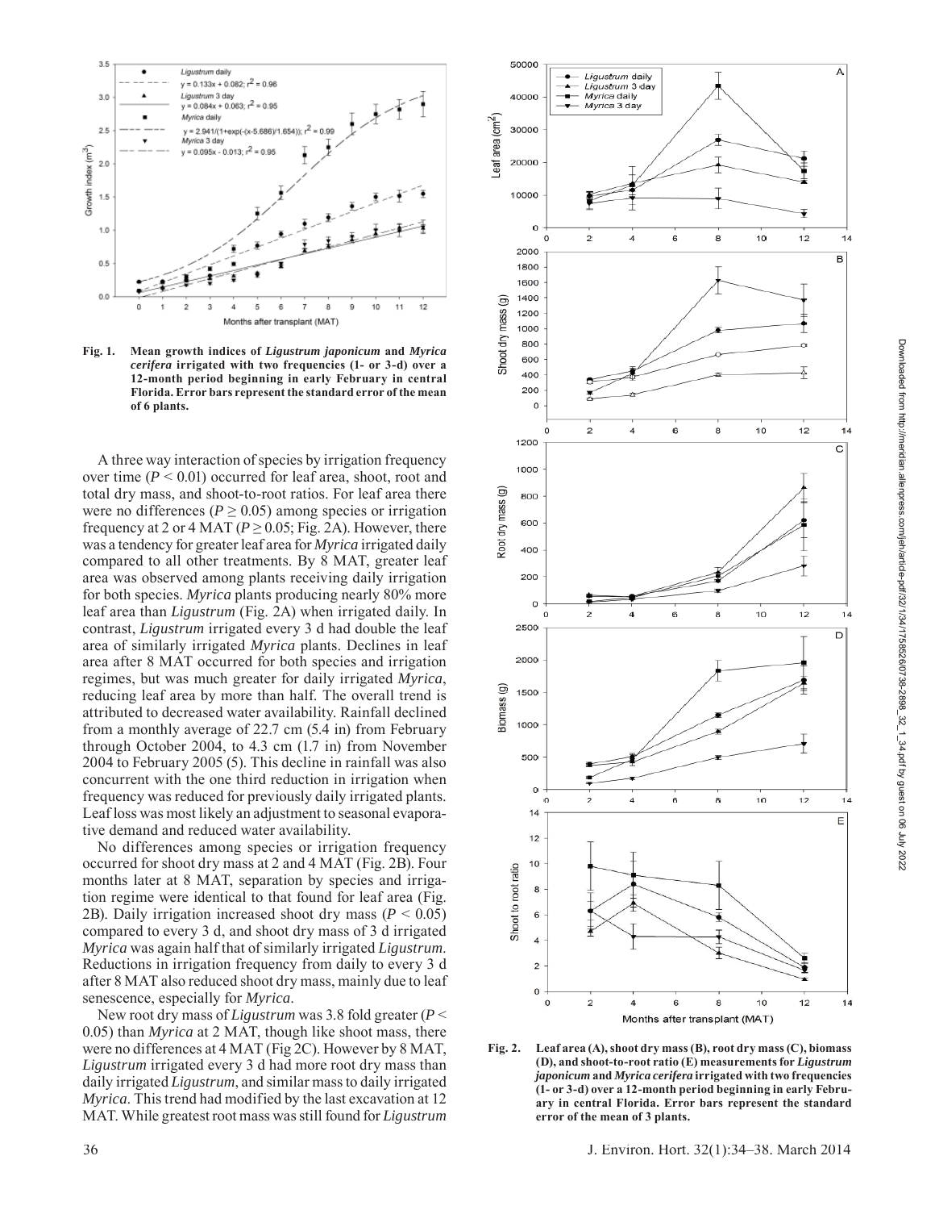**Fig. 1. Mean growth indices of *Ligustrum japonicum* and *Myrica cerifera* irrigated with two frequencies (1- or 3-d) over a 12-month period beginning in early February in central Florida. Error bars represent the standard error of the mean of 6 plants.**

A three way interaction of species by irrigation frequency over time ($P < 0.01$) occurred for leaf area, shoot, root and total dry mass, and shoot-to-root ratios. For leaf area there were no differences ($P \geq 0.05$) among species or irrigation frequency at 2 or 4 MAT ($P \geq 0.05$; Fig. 2A). However, there was a tendency for greater leaf area for *Myrica* irrigated daily compared to all other treatments. By 8 MAT, greater leaf area was observed among plants receiving daily irrigation for both species. *Myrica* plants producing nearly 80% more leaf area than *Ligustrum* (Fig. 2A) when irrigated daily. In contrast, *Ligustrum* irrigated every 3 d had double the leaf area of similarly irrigated *Myrica* plants. Declines in leaf area after 8 MAT occurred for both species and irrigation regimes, but was much greater for daily irrigated *Myrica*, reducing leaf area by more than half. The overall trend is attributed to decreased water availability. Rainfall declined from a monthly average of 22.7 cm (5.4 in) from February through October 2004, to 4.3 cm (1.7 in) from November 2004 to February 2005 (5). This decline in rainfall was also concurrent with the one third reduction in irrigation when frequency was reduced for previously daily irrigated plants. Leaf loss was most likely an adjustment to seasonal evaporative demand and reduced water availability.

No differences among species or irrigation frequency occurred for shoot dry mass at 2 and 4 MAT (Fig. 2B). Four months later at 8 MAT, separation by species and irrigation regime were identical to that found for leaf area (Fig. 2B). Daily irrigation increased shoot dry mass ($P < 0.05$) compared to every 3 d, and shoot dry mass of 3 d irrigated *Myrica* was again half that of similarly irrigated *Ligustrum*. Reductions in irrigation frequency from daily to every 3 d after 8 MAT also reduced shoot dry mass, mainly due to leaf senescence, especially for *Myrica*.

New root dry mass of *Ligustrum* was 3.8 fold greater ($P < 0.05$) than *Myrica* at 2 MAT, though like shoot mass, there were no differences at 4 MAT (Fig 2C). However by 8 MAT, *Ligustrum* irrigated every 3 d had more root dry mass than daily irrigated *Ligustrum*, and similar mass to daily irrigated *Myrica*. This trend had modified by the last excavation at 12 MAT. While greatest root mass was still found for *Ligustrum*

**Fig. 2. Leaf area (A), shoot dry mass (B), root dry mass (C), biomass (D), and shoot-to-root ratio (E) measurements for *Ligustrum japonicum* and *Myrica cerifera* irrigated with two frequencies (1- or 3-d) over a 12-month period beginning in early February in central Florida. Error bars represent the standard error of the mean of 3 plants.**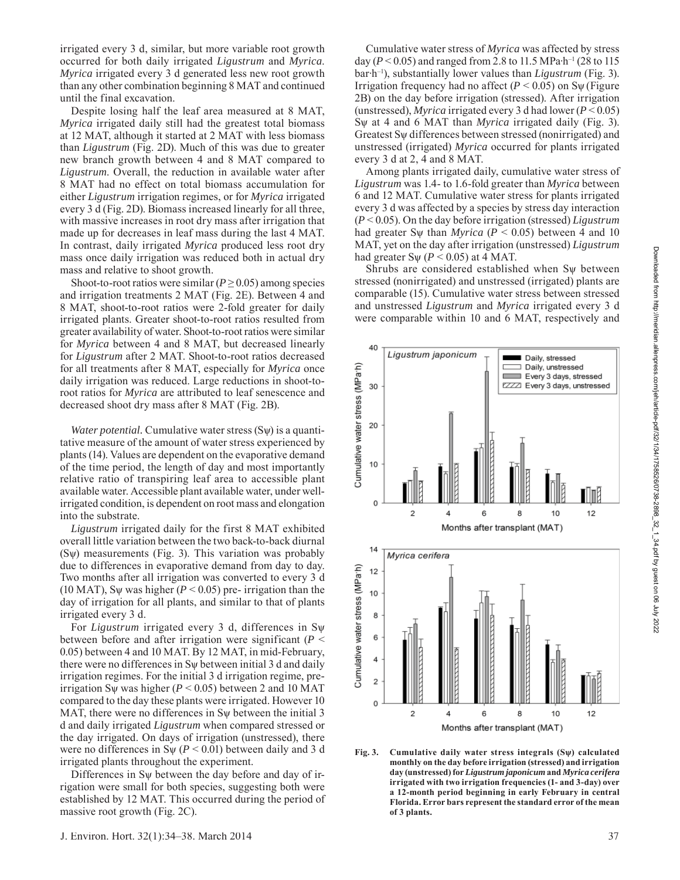irrigated every 3 d, similar, but more variable root growth occurred for both daily irrigated *Ligustrum* and *Myrica*. *Myrica* irrigated every 3 d generated less new root growth than any other combination beginning 8 MAT and continued until the final excavation.

Despite losing half the leaf area measured at 8 MAT, *Myrica* irrigated daily still had the greatest total biomass at 12 MAT, although it started at 2 MAT with less biomass than *Ligustrum* (Fig. 2D). Much of this was due to greater new branch growth between 4 and 8 MAT compared to *Ligustrum*. Overall, the reduction in available water after 8 MAT had no effect on total biomass accumulation for either *Ligustrum* irrigation regimes, or for *Myrica* irrigated every 3 d (Fig. 2D). Biomass increased linearly for all three, with massive increases in root dry mass after irrigation that made up for decreases in leaf mass during the last 4 MAT. In contrast, daily irrigated *Myrica* produced less root dry mass once daily irrigation was reduced both in actual dry mass and relative to shoot growth.

Shoot-to-root ratios were similar ($P \geq 0.05$) among species and irrigation treatments 2 MAT (Fig. 2E). Between 4 and 8 MAT, shoot-to-root ratios were 2-fold greater for daily irrigated plants. Greater shoot-to-root ratios resulted from greater availability of water. Shoot-to-root ratios were similar for *Myrica* between 4 and 8 MAT, but decreased linearly for *Ligustrum* after 2 MAT. Shoot-to-root ratios decreased for all treatments after 8 MAT, especially for *Myrica* once daily irrigation was reduced. Large reductions in shoot-to-root ratios for *Myrica* are attributed to leaf senescence and decreased shoot dry mass after 8 MAT (Fig. 2B).

*Water potential.* Cumulative water stress (Sψ) is a quantitative measure of the amount of water stress experienced by plants (14). Values are dependent on the evaporative demand of the time period, the length of day and most importantly relative ratio of transpiring leaf area to accessible plant available water. Accessible plant available water, under well-irrigated condition, is dependent on root mass and elongation into the substrate.

*Ligustrum* irrigated daily for the first 8 MAT exhibited overall little variation between the two back-to-back diurnal (Sψ) measurements (Fig. 3). This variation was probably due to differences in evaporative demand from day to day. Two months after all irrigation was converted to every 3 d (10 MAT), Sψ was higher ($P < 0.05$) pre- irrigation than the day of irrigation for all plants, and similar to that of plants irrigated every 3 d.

For *Ligustrum* irrigated every 3 d, differences in Sψ between before and after irrigation were significant ($P < 0.05$) between 4 and 10 MAT. By 12 MAT, in mid-February, there were no differences in Sψ between initial 3 d and daily irrigation regimes. For the initial 3 d irrigation regime, pre-irrigation Sψ was higher ($P < 0.05$) between 2 and 10 MAT compared to the day these plants were irrigated. However 10 MAT, there were no differences in Sψ between the initial 3 d and daily irrigated *Ligustrum* when compared stressed or the day irrigated. On days of irrigation (unstressed), there were no differences in Sψ ($P < 0.01$) between daily and 3 d irrigated plants throughout the experiment.

Differences in Sψ between the day before and day of irrigation were small for both species, suggesting both were established by 12 MAT. This occurred during the period of massive root growth (Fig. 2C).

Cumulative water stress of *Myrica* was affected by stress day ($P < 0.05$) and ranged from 2.8 to 11.5 MPa·h$^{-1}$ (28 to 115 bar·h$^{-1}$), substantially lower values than *Ligustrum* (Fig. 3). Irrigation frequency had no affect ($P < 0.05$) on Sψ (Figure 2B) on the day before irrigation (stressed). After irrigation (unstressed), *Myrica* irrigated every 3 d had lower ($P < 0.05$) Sψ at 4 and 6 MAT than *Myrica* irrigated daily (Fig. 3). Greatest Sψ differences between stressed (nonirrigated) and unstressed (irrigated) *Myrica* occurred for plants irrigated every 3 d at 2, 4 and 8 MAT.

Among plants irrigated daily, cumulative water stress of *Ligustrum* was 1.4- to 1.6-fold greater than *Myrica* between 6 and 12 MAT. Cumulative water stress for plants irrigated every 3 d was affected by a species by stress day interaction ($P < 0.05$). On the day before irrigation (stressed) *Ligustrum* had greater Sψ than *Myrica* ($P < 0.05$) between 4 and 10 MAT, yet on the day after irrigation (unstressed) *Ligustrum* had greater Sψ ($P < 0.05$) at 4 MAT.

Shrubs are considered established when Sψ between stressed (nonirrigated) and unstressed (irrigated) plants are comparable (15). Cumulative water stress between stressed and unstressed *Ligustrum* and *Myrica* irrigated every 3 d were comparable within 10 and 6 MAT, respectively and

**Fig. 3. Cumulative daily water stress integrals (Sψ) calculated monthly on the day before irrigation (stressed) and irrigation day (unstressed) for *Ligustrum japonicum* and *Myrica cerifera* irrigated with two irrigation frequencies (1- and 3-day) over a 12-month period beginning in early February in central Florida. Error bars represent the standard error of the mean of 3 plants.**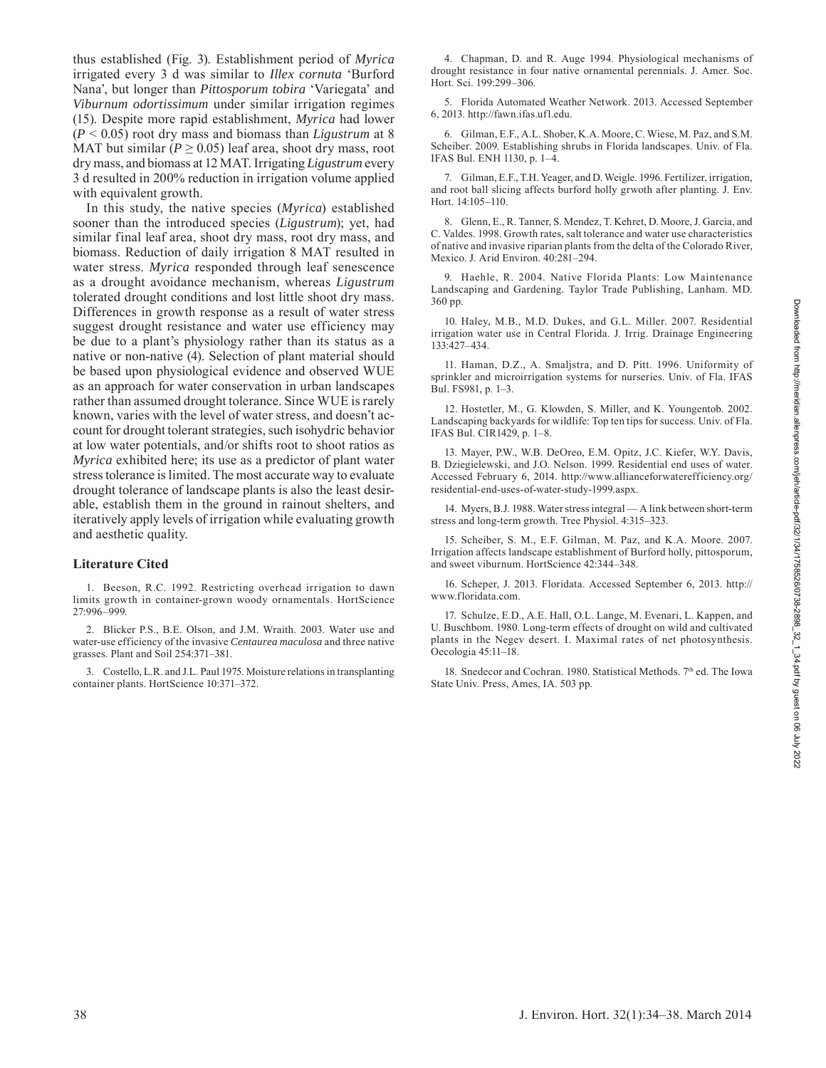thus established (Fig. 3). Establishment period of *Myrica* irrigated every 3 d was similar to *Illex cornuta* 'Burford Nana', but longer than *Pittosporum tobira* 'Variegata' and *Viburnum odortissimum* under similar irrigation regimes (15). Despite more rapid establishment, *Myrica* had lower ($P < 0.05$) root dry mass and biomass than *Ligustrum* at 8 MAT but similar ($P \geq 0.05$) leaf area, shoot dry mass, root dry mass, and biomass at 12 MAT. Irrigating *Ligustrum* every 3 d resulted in 200% reduction in irrigation volume applied with equivalent growth.

In this study, the native species (*Myrica*) established sooner than the introduced species (*Ligustrum*); yet, had similar final leaf area, shoot dry mass, root dry mass, and biomass. Reduction of daily irrigation 8 MAT resulted in water stress. *Myrica* responded through leaf senescence as a drought avoidance mechanism, whereas *Ligustrum* tolerated drought conditions and lost little shoot dry mass. Differences in growth response as a result of water stress suggest drought resistance and water use efficiency may be due to a plant's physiology rather than its status as a native or non-native (4). Selection of plant material should be based upon physiological evidence and observed WUE as an approach for water conservation in urban landscapes rather than assumed drought tolerance. Since WUE is rarely known, varies with the level of water stress, and doesn't account for drought tolerant strategies, such isohydric behavior at low water potentials, and/or shifts root to shoot ratios as *Myrica* exhibited here; its use as a predictor of plant water stress tolerance is limited. The most accurate way to evaluate drought tolerance of landscape plants is also the least desirable, establish them in the ground in rainout shelters, and iteratively apply levels of irrigation while evaluating growth and aesthetic quality.

## Literature Cited

1. Beeson, R.C. 1992. Restricting overhead irrigation to dawn limits growth in container-grown woody ornamentals. HortScience 27:996–999.

2. Blicker P.S., B.E. Olson, and J.M. Wraith. 2003. Water use and water-use efficiency of the invasive *Centaurea maculosa* and three native grasses. Plant and Soil 254:371–381.

3. Costello, L.R. and J.L. Paul 1975. Moisture relations in transplanting container plants. HortScience 10:371–372.

4. Chapman, D. and R. Auge 1994. Physiological mechanisms of drought resistance in four native ornamental perennials. J. Amer. Soc. Hort. Sci. 199:299–306.

5. Florida Automated Weather Network. 2013. Accessed September 6, 2013. http://fawn.ifas.ufl.edu.

6. Gilman, E.F., A.L. Shober, K.A. Moore, C. Wiese, M. Paz, and S.M. Scheiber. 2009. Establishing shrubs in Florida landscapes. Univ. of Fla. IFAS Bul. ENH 1130, p. 1–4.

7. Gilman, E.F., T.H. Yeager, and D. Weigle. 1996. Fertilizer, irrigation, and root ball slicing affects burford holly grwoth after planting. J. Env. Hort. 14:105–110.

8. Glenn, E., R. Tanner, S. Mendez, T. Kehret, D. Moore, J. Garcia, and C. Valdes. 1998. Growth rates, salt tolerance and water use characteristics of native and invasive riparian plants from the delta of the Colorado River, Mexico. J. Arid Environ. 40:281–294.

9. Haehle, R. 2004. Native Florida Plants: Low Maintenance Landscaping and Gardening. Taylor Trade Publishing, Lanham. MD. 360 pp.

10. Haley, M.B., M.D. Dukes, and G.L. Miller. 2007. Residential irrigation water use in Central Florida. J. Irrig. Drainage Engineering 133:427–434.

11. Haman, D.Z., A. Smaljstra, and D. Pitt. 1996. Uniformity of sprinkler and microirrigation systems for nurseries. Univ. of Fla. IFAS Bul. FS981, p. 1–3.

12. Hostetler, M., G. Klowden, S. Miller, and K. Youngentob. 2002. Landscaping backyards for wildlife: Top ten tips for success. Univ. of Fla. IFAS Bul. CIR1429, p. 1–8.

13. Mayer, P.W., W.B. DeOreo, E.M. Opitz, J.C. Kiefer, W.Y. Davis, B. Dziegielewski, and J.O. Nelson. 1999. Residential end uses of water. Accessed February 6, 2014. http://www.allianceforwaterefficiency.org/residential-end-uses-of-water-study-1999.aspx.

14. Myers, B.J. 1988. Water stress integral — A link between short-term stress and long-term growth. Tree Physiol. 4:315–323.

15. Scheiber, S. M., E.F. Gilman, M. Paz, and K.A. Moore. 2007. Irrigation affects landscape establishment of Burford holly, pittosporum, and sweet viburnum. HortScience 42:344–348.

16. Scheper, J. 2013. Floridata. Accessed September 6, 2013. http://www.floridata.com.

17. Schulze, E.D., A.E. Hall, O.L. Lange, M. Evenari, L. Kappen, and U. Buschbom. 1980. Long-term effects of drought on wild and cultivated plants in the Negev desert. I. Maximal rates of net photosynthesis. Oecologia 45:11–18.

18. Snedecor and Cochran. 1980. Statistical Methods. 7th ed. The Iowa State Univ. Press, Ames, IA. 503 pp.